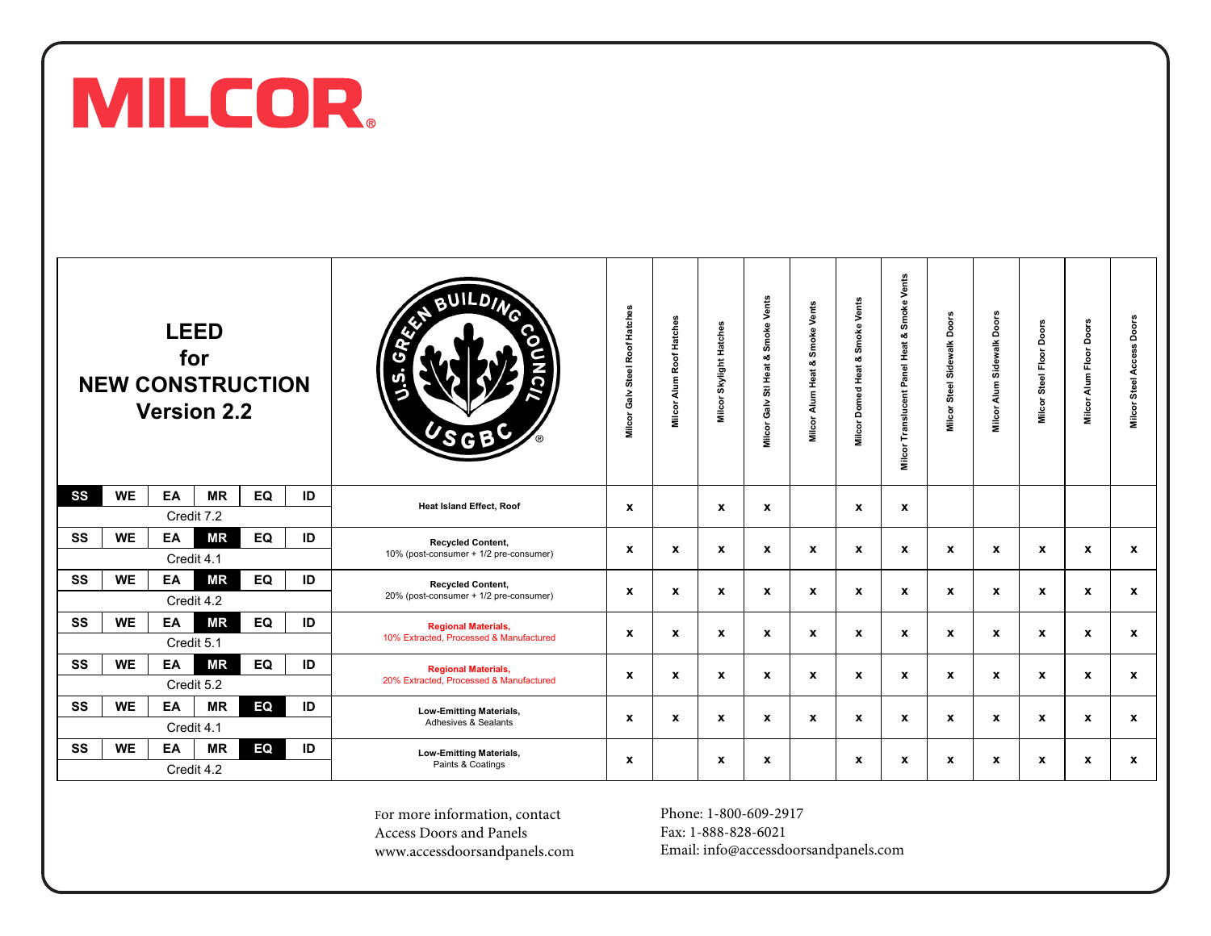# MILCOR®

## LEED for NEW CONSTRUCTION Version 2.2

U.S. GREEN BUILDING COUNCIL — USGBC®

| Category / Credit | Requirement | Milcor Galv Steel Roof Hatches | Milcor Alum Roof Hatches | Milcor Skylight Hatches | Milcor Galv Stl Heat & Smoke Vents | Milcor Alum Heat & Smoke Vents | Milcor Domed Heat & Smoke Vents | Milcor Translucent Panel Heat & Smoke Vents | Milcor Steel Sidewalk Doors | Milcor Alum Sidewalk Doors | Milcor Steel Floor Doors | Milcor Alum Floor Doors | Milcor Steel Access Doors |
|---|---|---|---|---|---|---|---|---|---|---|---|---|---|
| SS Credit 7.2 | **Heat Island Effect, Roof** | x | | x | x | | x | x | | | | | |
| MR Credit 4.1 | **Recycled Content,** 10% (post-consumer + 1/2 pre-consumer) | x | x | x | x | x | x | x | x | x | x | x | x |
| MR Credit 4.2 | **Recycled Content,** 20% (post-consumer + 1/2 pre-consumer) | x | x | x | x | x | x | x | x | x | x | x | x |
| MR Credit 5.1 | **Regional Materials,** 10% Extracted, Processed & Manufactured | x | x | x | x | x | x | x | x | x | x | x | x |
| MR Credit 5.2 | **Regional Materials,** 20% Extracted, Processed & Manufactured | x | x | x | x | x | x | x | x | x | x | x | x |
| EQ Credit 4.1 | **Low-Emitting Materials,** Adhesives & Sealants | x | x | x | x | x | x | x | x | x | x | x | x |
| EQ Credit 4.2 | **Low-Emitting Materials,** Paints & Coatings | x | | x | x | | x | x | x | x | x | x | x |

Credit categories: SS, WE, EA, MR, EQ, ID

For more information, contact
Access Doors and Panels
www.accessdoorsandpanels.com

Phone: 1-800-609-2917
Fax: 1-888-828-6021
Email: info@accessdoorsandpanels.com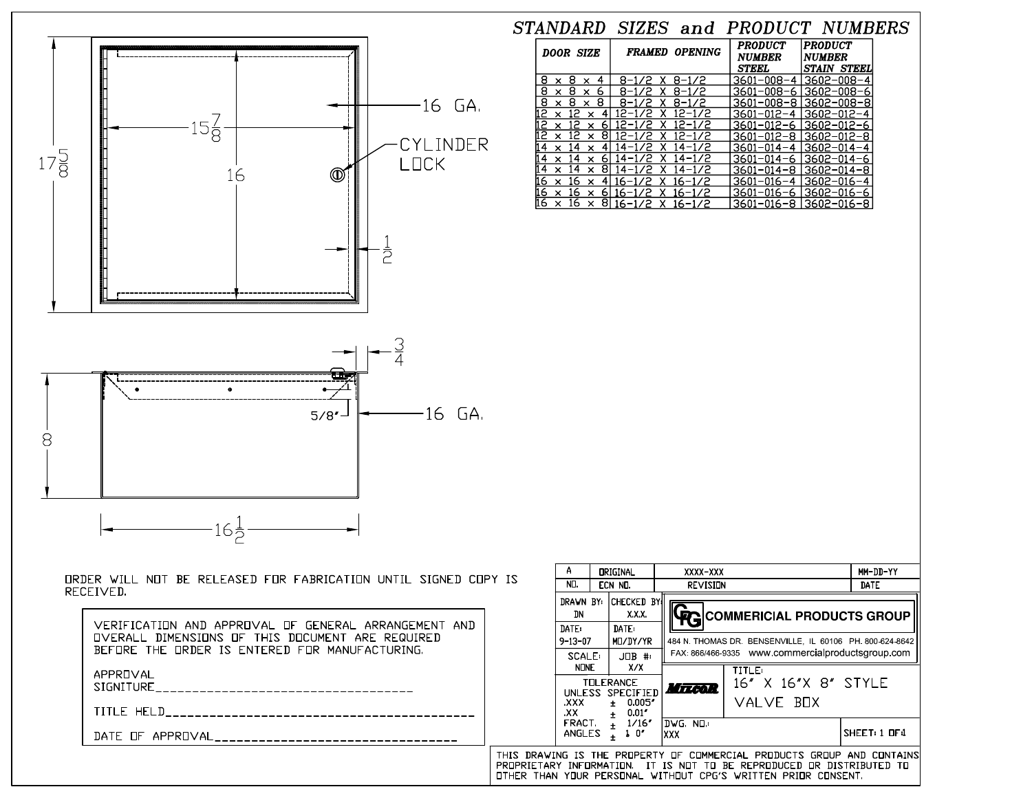## STANDARD SIZES and PRODUCT NUMBERS

| DOOR SIZE | FRAMED OPENING | PRODUCT NUMBER STEEL | PRODUCT NUMBER STAIN STEEL |
|---|---|---|---|
| 8 x 8 x 4 | 8-1/2 X 8-1/2 | 3601-008-4 | 3602-008-4 |
| 8 x 8 x 6 | 8-1/2 X 8-1/2 | 3601-008-6 | 3602-008-6 |
| 8 x 8 x 8 | 8-1/2 X 8-1/2 | 3601-008-8 | 3602-008-8 |
| 12 x 12 x 4 | 12-1/2 X 12-1/2 | 3601-012-4 | 3602-012-4 |
| 12 x 12 x 6 | 12-1/2 X 12-1/2 | 3601-012-6 | 3602-012-6 |
| 12 x 12 x 8 | 12-1/2 X 12-1/2 | 3601-012-8 | 3602-012-8 |
| 14 x 14 x 4 | 14-1/2 X 14-1/2 | 3601-014-4 | 3602-014-4 |
| 14 x 14 x 6 | 14-1/2 X 14-1/2 | 3601-014-6 | 3602-014-6 |
| 14 x 14 x 8 | 14-1/2 X 14-1/2 | 3601-014-8 | 3602-014-8 |
| 16 x 16 x 4 | 16-1/2 X 16-1/2 | 3601-016-4 | 3602-016-4 |
| 16 x 16 x 6 | 16-1/2 X 16-1/2 | 3601-016-6 | 3602-016-6 |
| 16 x 16 x 8 | 16-1/2 X 16-1/2 | 3601-016-8 | 3602-016-8 |

17 5/8

15 7/8

16

16 GA.

CYLINDER LOCK

1/2

3/4

5/8"

16 GA.

8

16 1/2

ORDER WILL NOT BE RELEASED FOR FABRICATION UNTIL SIGNED COPY IS RECEIVED.

VERIFICATION AND APPROVAL OF GENERAL ARRANGEMENT AND OVERALL DIMENSIONS OF THIS DOCUMENT ARE REQUIRED BEFORE THE ORDER IS ENTERED FOR MANUFACTURING.

APPROVAL SIGNITURE___________________________________

TITLE HELD___________________________________

DATE OF APPROVAL___________________________________

| | | | |
|---|---|---|---|
| A | ORIGINAL | XXXX-XXX | MM-DD-YY |
| NO. | ECN NO. | REVISION | DATE |

DRAWN BY: DN — CHECKED BY: X.X.X.

DATE: 9-13-07 — DATE: MO/DY/YR

SCALE: NONE — JOB #: X/X

TOLERANCE UNLESS SPECIFIED
.XXX ± 0.005"
.XX ± 0.01"
FRACT. ± 1/16"
ANGLES ± 1 0"

**COMMERCIAL PRODUCTS GROUP**

484 N. THOMAS DR. BENSENVILLE, IL 60106 PH. 800-624-8642
FAX: 866/466-9335 www.commercialproductsgroup.com

MILCOR

TITLE: 16" X 16"X 8" STYLE VALVE BOX

DWG. NO.: XXX

SHEET: 1 OF 1

THIS DRAWING IS THE PROPERTY OF COMMERCIAL PRODUCTS GROUP AND CONTAINS PROPRIETARY INFORMATION. IT IS NOT TO BE REPRODUCED OR DISTRIBUTED TO OTHER THAN YOUR PERSONAL WITHOUT CPG'S WRITTEN PRIOR CONSENT.